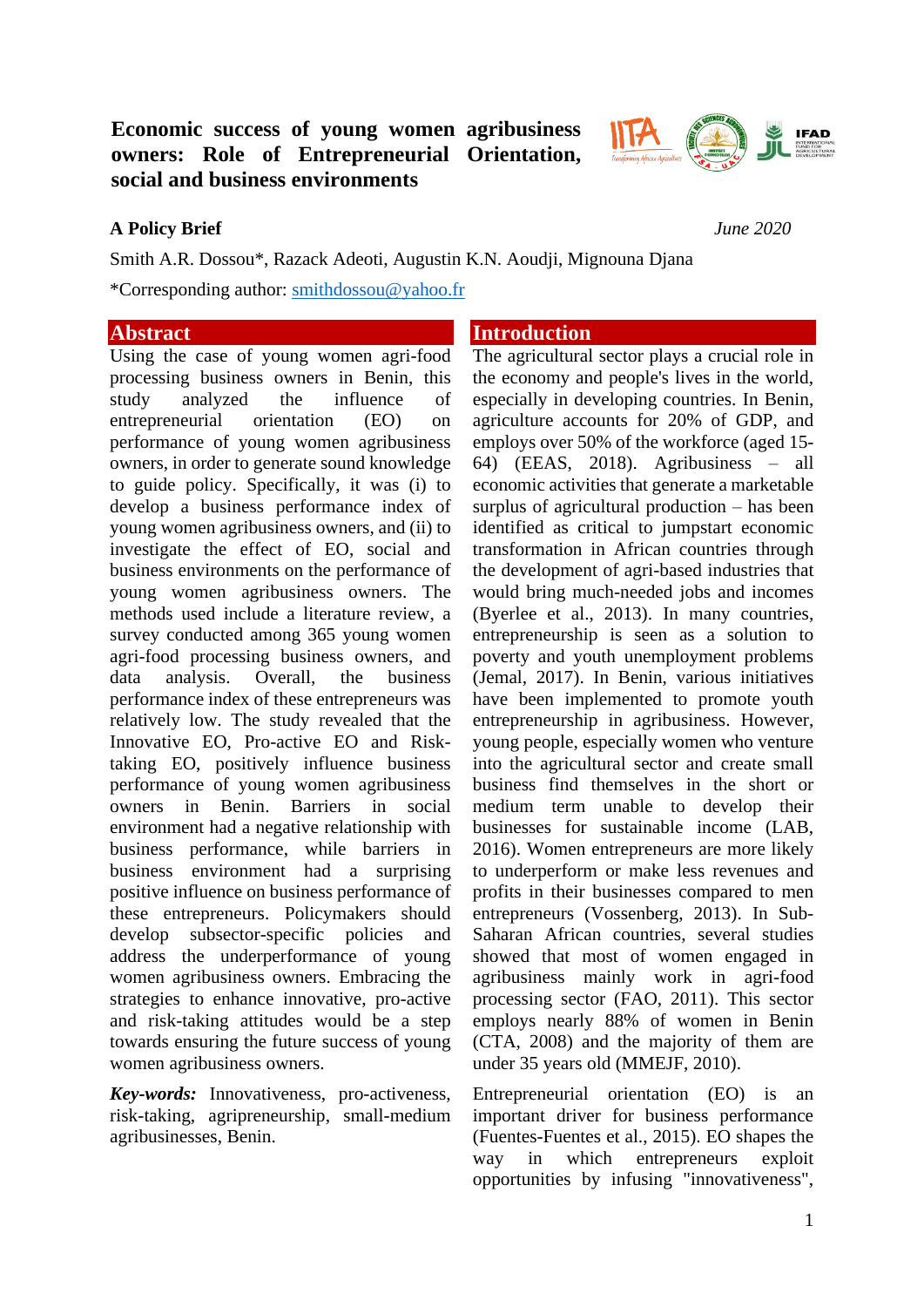# Economic success of young women agribusiness owners: Role of Entrepreneurial Orientation, social and business environments

**A Policy Brief** *June 2020*

Smith A.R. Dossou*, Razack Adeoti, Augustin K.N. Aoudji, Mignouna Djana

*Corresponding author: smithdossou@yahoo.fr

## Abstract

Using the case of young women agri-food processing business owners in Benin, this study analyzed the influence of entrepreneurial orientation (EO) on performance of young women agribusiness owners, in order to generate sound knowledge to guide policy. Specifically, it was (i) to develop a business performance index of young women agribusiness owners, and (ii) to investigate the effect of EO, social and business environments on the performance of young women agribusiness owners. The methods used include a literature review, a survey conducted among 365 young women agri-food processing business owners, and data analysis. Overall, the business performance index of these entrepreneurs was relatively low. The study revealed that the Innovative EO, Pro-active EO and Risk-taking EO, positively influence business performance of young women agribusiness owners in Benin. Barriers in social environment had a negative relationship with business performance, while barriers in business environment had a surprising positive influence on business performance of these entrepreneurs. Policymakers should develop subsector-specific policies and address the underperformance of young women agribusiness owners. Embracing the strategies to enhance innovative, pro-active and risk-taking attitudes would be a step towards ensuring the future success of young women agribusiness owners.

***Key-words:*** Innovativeness, pro-activeness, risk-taking, agripreneurship, small-medium agribusinesses, Benin.

## Introduction

The agricultural sector plays a crucial role in the economy and people's lives in the world, especially in developing countries. In Benin, agriculture accounts for 20% of GDP, and employs over 50% of the workforce (aged 15-64) (EEAS, 2018). Agribusiness – all economic activities that generate a marketable surplus of agricultural production – has been identified as critical to jumpstart economic transformation in African countries through the development of agri-based industries that would bring much-needed jobs and incomes (Byerlee et al., 2013). In many countries, entrepreneurship is seen as a solution to poverty and youth unemployment problems (Jemal, 2017). In Benin, various initiatives have been implemented to promote youth entrepreneurship in agribusiness. However, young people, especially women who venture into the agricultural sector and create small business find themselves in the short or medium term unable to develop their businesses for sustainable income (LAB, 2016). Women entrepreneurs are more likely to underperform or make less revenues and profits in their businesses compared to men entrepreneurs (Vossenberg, 2013). In Sub-Saharan African countries, several studies showed that most of women engaged in agribusiness mainly work in agri-food processing sector (FAO, 2011). This sector employs nearly 88% of women in Benin (CTA, 2008) and the majority of them are under 35 years old (MMEJF, 2010).

Entrepreneurial orientation (EO) is an important driver for business performance (Fuentes-Fuentes et al., 2015). EO shapes the way in which entrepreneurs exploit opportunities by infusing "innovativeness",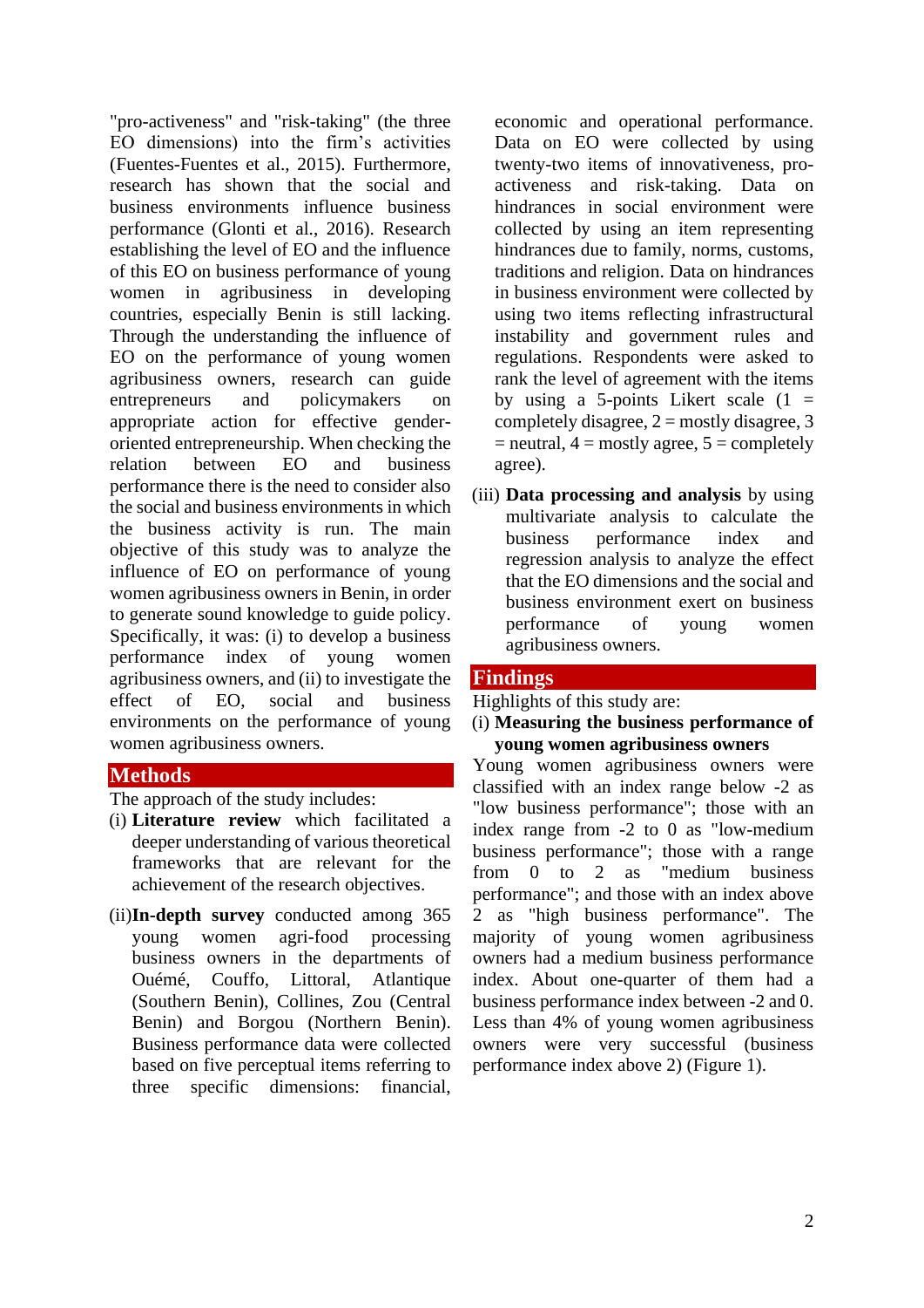"pro-activeness" and "risk-taking" (the three EO dimensions) into the firm's activities (Fuentes-Fuentes et al., 2015). Furthermore, research has shown that the social and business environments influence business performance (Glonti et al., 2016). Research establishing the level of EO and the influence of this EO on business performance of young women in agribusiness in developing countries, especially Benin is still lacking. Through the understanding the influence of EO on the performance of young women agribusiness owners, research can guide entrepreneurs and policymakers on appropriate action for effective gender-oriented entrepreneurship. When checking the relation between EO and business performance there is the need to consider also the social and business environments in which the business activity is run. The main objective of this study was to analyze the influence of EO on performance of young women agribusiness owners in Benin, in order to generate sound knowledge to guide policy. Specifically, it was: (i) to develop a business performance index of young women agribusiness owners, and (ii) to investigate the effect of EO, social and business environments on the performance of young women agribusiness owners.

## Methods

The approach of the study includes:

(i) **Literature review** which facilitated a deeper understanding of various theoretical frameworks that are relevant for the achievement of the research objectives.

(ii) **In-depth survey** conducted among 365 young women agri-food processing business owners in the departments of Ouémé, Couffo, Littoral, Atlantique (Southern Benin), Collines, Zou (Central Benin) and Borgou (Northern Benin). Business performance data were collected based on five perceptual items referring to three specific dimensions: financial, economic and operational performance. Data on EO were collected by using twenty-two items of innovativeness, pro-activeness and risk-taking. Data on hindrances in social environment were collected by using an item representing hindrances due to family, norms, customs, traditions and religion. Data on hindrances in business environment were collected by using two items reflecting infrastructural instability and government rules and regulations. Respondents were asked to rank the level of agreement with the items by using a 5-points Likert scale (1 = completely disagree, 2 = mostly disagree, 3 = neutral, 4 = mostly agree, 5 = completely agree).

(iii) **Data processing and analysis** by using multivariate analysis to calculate the business performance index and regression analysis to analyze the effect that the EO dimensions and the social and business environment exert on business performance of young women agribusiness owners.

## Findings

Highlights of this study are:

(i) **Measuring the business performance of young women agribusiness owners**

Young women agribusiness owners were classified with an index range below -2 as "low business performance"; those with an index range from -2 to 0 as "low-medium business performance"; those with a range from 0 to 2 as "medium business performance"; and those with an index above 2 as "high business performance". The majority of young women agribusiness owners had a medium business performance index. About one-quarter of them had a business performance index between -2 and 0. Less than 4% of young women agribusiness owners were very successful (business performance index above 2) (Figure 1).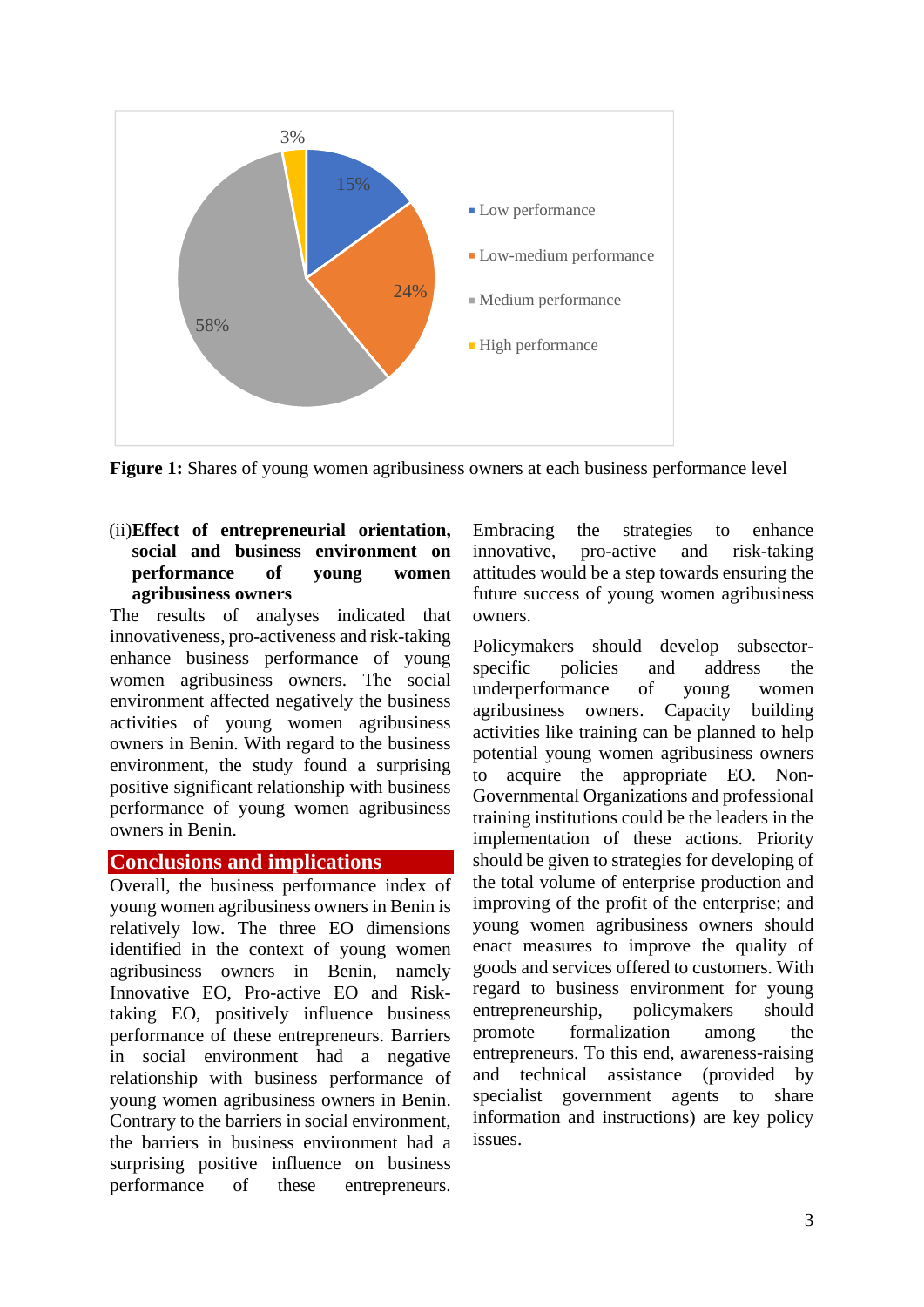Figure 1: Shares of young women agribusiness owners at each business performance level

(ii) **Effect of entrepreneurial orientation, social and business environment on performance of young women agribusiness owners**

The results of analyses indicated that innovativeness, pro-activeness and risk-taking enhance business performance of young women agribusiness owners. The social environment affected negatively the business activities of young women agribusiness owners in Benin. With regard to the business environment, the study found a surprising positive significant relationship with business performance of young women agribusiness owners in Benin.

## Conclusions and implications

Overall, the business performance index of young women agribusiness owners in Benin is relatively low. The three EO dimensions identified in the context of young women agribusiness owners in Benin, namely Innovative EO, Pro-active EO and Risk-taking EO, positively influence business performance of these entrepreneurs. Barriers in social environment had a negative relationship with business performance of young women agribusiness owners in Benin. Contrary to the barriers in social environment, the barriers in business environment had a surprising positive influence on business performance of these entrepreneurs. Embracing the strategies to enhance innovative, pro-active and risk-taking attitudes would be a step towards ensuring the future success of young women agribusiness owners.

Policymakers should develop subsector-specific policies and address the underperformance of young women agribusiness owners. Capacity building activities like training can be planned to help potential young women agribusiness owners to acquire the appropriate EO. Non-Governmental Organizations and professional training institutions could be the leaders in the implementation of these actions. Priority should be given to strategies for developing of the total volume of enterprise production and improving of the profit of the enterprise; and young women agribusiness owners should enact measures to improve the quality of goods and services offered to customers. With regard to business environment for young entrepreneurship, policymakers should promote formalization among the entrepreneurs. To this end, awareness-raising and technical assistance (provided by specialist government agents to share information and instructions) are key policy issues.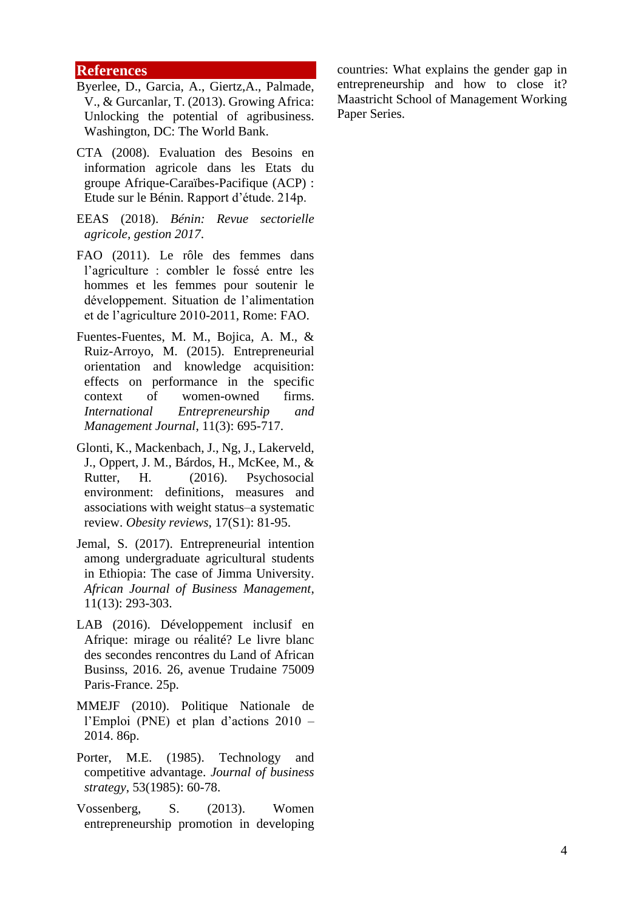## References

Byerlee, D., Garcia, A., Giertz,A., Palmade, V., & Gurcanlar, T. (2013). Growing Africa: Unlocking the potential of agribusiness. Washington, DC: The World Bank.

CTA (2008). Evaluation des Besoins en information agricole dans les Etats du groupe Afrique-Caraïbes-Pacifique (ACP) : Etude sur le Bénin. Rapport d'étude. 214p.

EEAS (2018). *Bénin: Revue sectorielle agricole, gestion 2017*.

FAO (2011). Le rôle des femmes dans l'agriculture : combler le fossé entre les hommes et les femmes pour soutenir le développement. Situation de l'alimentation et de l'agriculture 2010-2011, Rome: FAO.

Fuentes-Fuentes, M. M., Bojica, A. M., & Ruiz-Arroyo, M. (2015). Entrepreneurial orientation and knowledge acquisition: effects on performance in the specific context of women-owned firms. *International Entrepreneurship and Management Journal*, 11(3): 695-717.

Glonti, K., Mackenbach, J., Ng, J., Lakerveld, J., Oppert, J. M., Bárdos, H., McKee, M., & Rutter, H. (2016). Psychosocial environment: definitions, measures and associations with weight status–a systematic review. *Obesity reviews*, 17(S1): 81-95.

Jemal, S. (2017). Entrepreneurial intention among undergraduate agricultural students in Ethiopia: The case of Jimma University. *African Journal of Business Management*, 11(13): 293-303.

LAB (2016). Développement inclusif en Afrique: mirage ou réalité? Le livre blanc des secondes rencontres du Land of African Businss, 2016. 26, avenue Trudaine 75009 Paris-France. 25p.

MMEJF (2010). Politique Nationale de l'Emploi (PNE) et plan d'actions 2010 – 2014. 86p.

Porter, M.E. (1985). Technology and competitive advantage. *Journal of business strategy*, 53(1985): 60-78.

Vossenberg, S. (2013). Women entrepreneurship promotion in developing countries: What explains the gender gap in entrepreneurship and how to close it? Maastricht School of Management Working Paper Series.